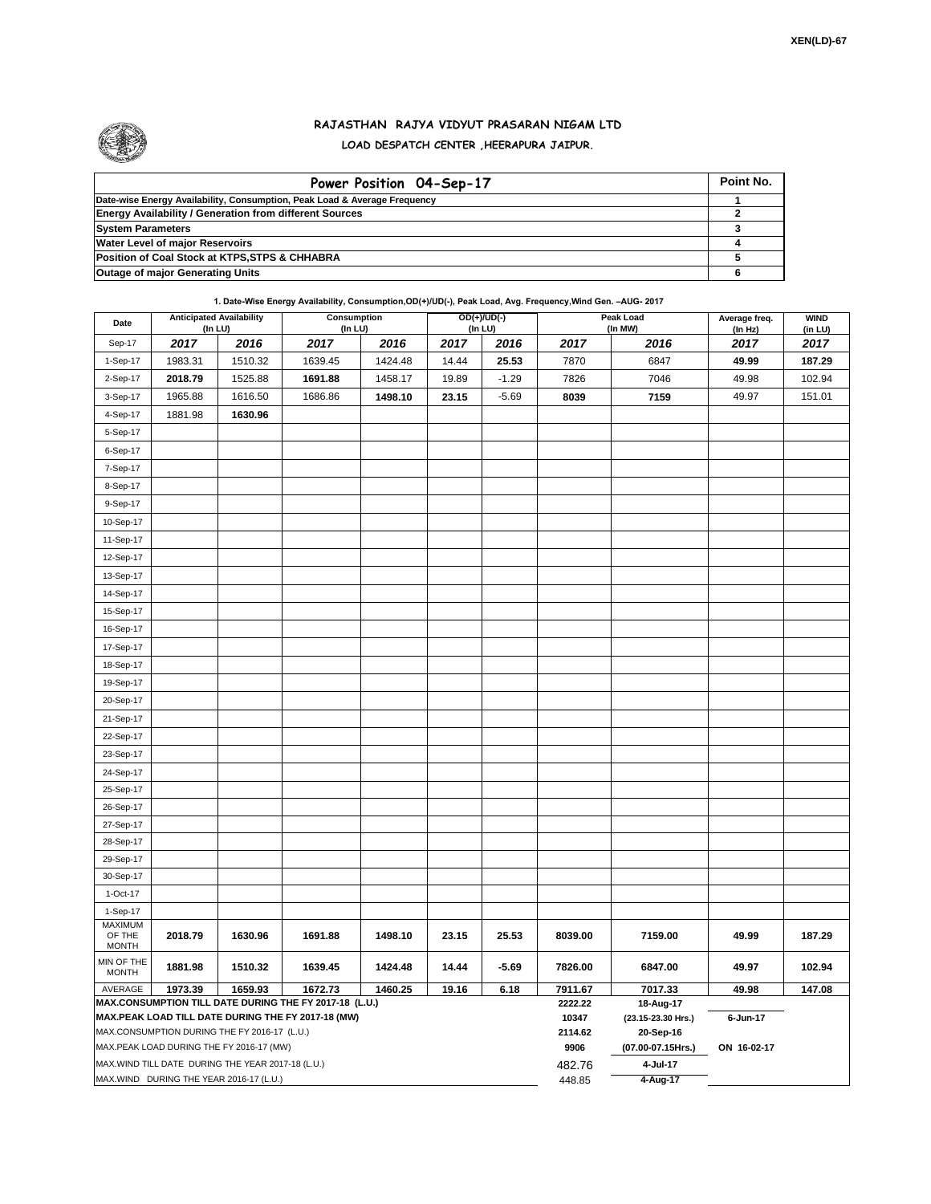XEN(LD)-67

# RAJASTHAN RAJYA VIDYUT PRASARAN NIGAM LTD

## LOAD DESPATCH CENTER ,HEERAPURA JAIPUR.

| Power Position 04-Sep-17 | Point No. |
|---|---|
| Date-wise Energy Availability, Consumption, Peak Load & Average Frequency | 1 |
| Energy Availability / Generation from different Sources | 2 |
| System Parameters | 3 |
| Water Level of major Reservoirs | 4 |
| Position of Coal Stock at KTPS,STPS & CHHABRA | 5 |
| Outage of major Generating Units | 6 |

**1. Date-Wise Energy Availability, Consumption,OD(+)/UD(-), Peak Load, Avg. Frequency,Wind Gen. –AUG- 2017**

| Date | Anticipated Availability (In LU) | | Consumption (In LU) | | OD(+)/UD(-) (In LU) | | Peak Load (In MW) | | Average freq. (In Hz) | WIND (in LU) |
|---|---|---|---|---|---|---|---|---|---|---|
| Sep-17 | 2017 | 2016 | 2017 | 2016 | 2017 | 2016 | 2017 | 2016 | 2017 | 2017 |
| 1-Sep-17 | 1983.31 | 1510.32 | 1639.45 | 1424.48 | 14.44 | 25.53 | 7870 | 6847 | 49.99 | 187.29 |
| 2-Sep-17 | 2018.79 | 1525.88 | 1691.88 | 1458.17 | 19.89 | -1.29 | 7826 | 7046 | 49.98 | 102.94 |
| 3-Sep-17 | 1965.88 | 1616.50 | 1686.86 | 1498.10 | 23.15 | -5.69 | 8039 | 7159 | 49.97 | 151.01 |
| 4-Sep-17 | 1881.98 | 1630.96 | | | | | | | | |
| 5-Sep-17 | | | | | | | | | | |
| 6-Sep-17 | | | | | | | | | | |
| 7-Sep-17 | | | | | | | | | | |
| 8-Sep-17 | | | | | | | | | | |
| 9-Sep-17 | | | | | | | | | | |
| 10-Sep-17 | | | | | | | | | | |
| 11-Sep-17 | | | | | | | | | | |
| 12-Sep-17 | | | | | | | | | | |
| 13-Sep-17 | | | | | | | | | | |
| 14-Sep-17 | | | | | | | | | | |
| 15-Sep-17 | | | | | | | | | | |
| 16-Sep-17 | | | | | | | | | | |
| 17-Sep-17 | | | | | | | | | | |
| 18-Sep-17 | | | | | | | | | | |
| 19-Sep-17 | | | | | | | | | | |
| 20-Sep-17 | | | | | | | | | | |
| 21-Sep-17 | | | | | | | | | | |
| 22-Sep-17 | | | | | | | | | | |
| 23-Sep-17 | | | | | | | | | | |
| 24-Sep-17 | | | | | | | | | | |
| 25-Sep-17 | | | | | | | | | | |
| 26-Sep-17 | | | | | | | | | | |
| 27-Sep-17 | | | | | | | | | | |
| 28-Sep-17 | | | | | | | | | | |
| 29-Sep-17 | | | | | | | | | | |
| 30-Sep-17 | | | | | | | | | | |
| 1-Oct-17 | | | | | | | | | | |
| 1-Sep-17 | | | | | | | | | | |
| MAXIMUM OF THE MONTH | 2018.79 | 1630.96 | 1691.88 | 1498.10 | 23.15 | 25.53 | 8039.00 | 7159.00 | 49.99 | 187.29 |
| MIN OF THE MONTH | 1881.98 | 1510.32 | 1639.45 | 1424.48 | 14.44 | -5.69 | 7826.00 | 6847.00 | 49.97 | 102.94 |
| AVERAGE | 1973.39 | 1659.93 | 1672.73 | 1460.25 | 19.16 | 6.18 | 7911.67 | 7017.33 | 49.98 | 147.08 |
| MAX.CONSUMPTION TILL DATE DURING THE FY 2017-18 (L.U.) | | | | | | | 2222.22 | 18-Aug-17 | | |
| MAX.PEAK LOAD TILL DATE DURING THE FY 2017-18 (MW) | | | | | | | 10347 | (23.15-23.30 Hrs.) | 6-Jun-17 | |
| MAX.CONSUMPTION DURING THE FY 2016-17 (L.U.) | | | | | | | 2114.62 | 20-Sep-16 | | |
| MAX.PEAK LOAD DURING THE FY 2016-17 (MW) | | | | | | | 9906 | (07.00-07.15Hrs.) | ON 16-02-17 | |
| MAX.WIND TILL DATE DURING THE YEAR 2017-18 (L.U.) | | | | | | | 482.76 | 4-Jul-17 | | |
| MAX.WIND DURING THE YEAR 2016-17 (L.U.) | | | | | | | 448.85 | 4-Aug-17 | | |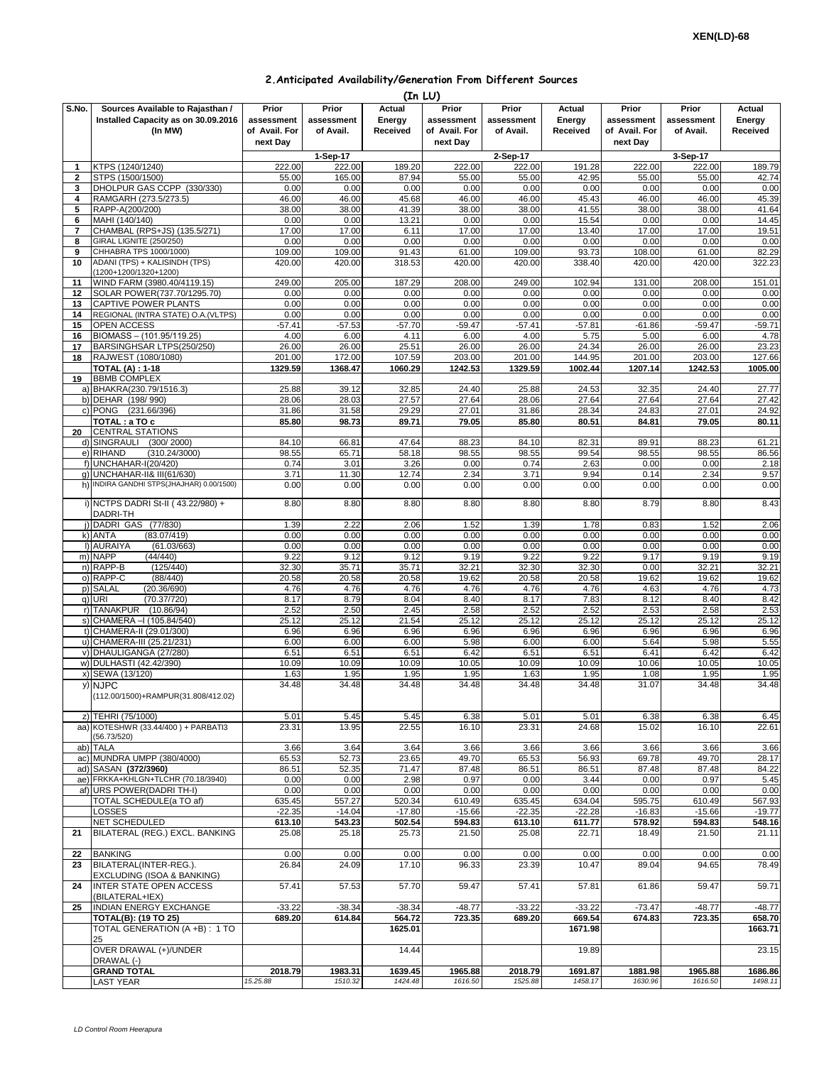XEN(LD)-68

## 2.Anticipated Availability/Generation From Different Sources

(In LU)

| S.No. | Sources Available to Rajasthan / Installed Capacity as on 30.09.2016 (In MW) | Prior assessment of Avail. For next Day | Prior assessment of Avail. | Actual Energy Received | Prior assessment of Avail. For next Day | Prior assessment of Avail. | Actual Energy Received | Prior assessment of Avail. For next Day | Prior assessment of Avail. | Actual Energy Received |
|---|---|---|---|---|---|---|---|---|---|---|
| | | 1-Sep-17 | | | 2-Sep-17 | | | 3-Sep-17 | | |
| 1 | KTPS (1240/1240) | 222.00 | 222.00 | 189.20 | 222.00 | 222.00 | 191.28 | 222.00 | 222.00 | 189.79 |
| 2 | STPS (1500/1500) | 55.00 | 165.00 | 87.94 | 55.00 | 55.00 | 42.95 | 55.00 | 55.00 | 42.74 |
| 3 | DHOLPUR GAS CCPP (330/330) | 0.00 | 0.00 | 0.00 | 0.00 | 0.00 | 0.00 | 0.00 | 0.00 | 0.00 |
| 4 | RAMGARH (273.5/273.5) | 46.00 | 46.00 | 45.68 | 46.00 | 46.00 | 45.43 | 46.00 | 46.00 | 45.39 |
| 5 | RAPP-A(200/200) | 38.00 | 38.00 | 41.39 | 38.00 | 38.00 | 41.55 | 38.00 | 38.00 | 41.64 |
| 6 | MAHI (140/140) | 0.00 | 0.00 | 13.21 | 0.00 | 0.00 | 15.54 | 0.00 | 0.00 | 14.45 |
| 7 | CHAMBAL (RPS+JS) (135.5/271) | 17.00 | 17.00 | 6.11 | 17.00 | 17.00 | 13.40 | 17.00 | 17.00 | 19.51 |
| 8 | GIRAL LIGNITE (250/250) | 0.00 | 0.00 | 0.00 | 0.00 | 0.00 | 0.00 | 0.00 | 0.00 | 0.00 |
| 9 | CHHABRA TPS 1000/1000) | 109.00 | 109.00 | 91.43 | 61.00 | 109.00 | 93.73 | 108.00 | 61.00 | 82.29 |
| 10 | ADANI (TPS) + KALISINDH (TPS) (1200+1200/1320+1200) | 420.00 | 420.00 | 318.53 | 420.00 | 420.00 | 338.40 | 420.00 | 420.00 | 322.23 |
| 11 | WIND FARM (3980.40/4119.15) | 249.00 | 205.00 | 187.29 | 208.00 | 249.00 | 102.94 | 131.00 | 208.00 | 151.01 |
| 12 | SOLAR POWER(737.70/1295.70) | 0.00 | 0.00 | 0.00 | 0.00 | 0.00 | 0.00 | 0.00 | 0.00 | 0.00 |
| 13 | CAPTIVE POWER PLANTS | 0.00 | 0.00 | 0.00 | 0.00 | 0.00 | 0.00 | 0.00 | 0.00 | 0.00 |
| 14 | REGIONAL (INTRA STATE) O.A.(VLTPS) | 0.00 | 0.00 | 0.00 | 0.00 | 0.00 | 0.00 | 0.00 | 0.00 | 0.00 |
| 15 | OPEN ACCESS | -57.41 | -57.53 | -57.70 | -59.47 | -57.41 | -57.81 | -61.86 | -59.47 | -59.71 |
| 16 | BIOMASS – (101.95/119.25) | 4.00 | 6.00 | 4.11 | 6.00 | 4.00 | 5.75 | 5.00 | 6.00 | 4.78 |
| 17 | BARSINGHSAR LTPS(250/250) | 26.00 | 26.00 | 25.51 | 26.00 | 26.00 | 24.34 | 26.00 | 26.00 | 23.23 |
| 18 | RAJWEST (1080/1080) | 201.00 | 172.00 | 107.59 | 203.00 | 201.00 | 144.95 | 201.00 | 203.00 | 127.66 |
| | **TOTAL (A) : 1-18** | **1329.59** | **1368.47** | **1060.29** | **1242.53** | **1329.59** | **1002.44** | **1207.14** | **1242.53** | **1005.00** |
| 19 | BBMB COMPLEX | | | | | | | | | |
| | a) BHAKRA(230.79/1516.3) | 25.88 | 39.12 | 32.85 | 24.40 | 25.88 | 24.53 | 32.35 | 24.40 | 27.77 |
| | b) DEHAR (198/ 990) | 28.06 | 28.03 | 27.57 | 27.64 | 28.06 | 27.64 | 27.64 | 27.64 | 27.42 |
| | c) PONG (231.66/396) | 31.86 | 31.58 | 29.29 | 27.01 | 31.86 | 28.34 | 24.83 | 27.01 | 24.92 |
| | **TOTAL : a TO c** | **85.80** | **98.73** | **89.71** | **79.05** | **85.80** | **80.51** | **84.81** | **79.05** | **80.11** |
| 20 | CENTRAL STATIONS | | | | | | | | | |
| | d) SINGRAULI (300/ 2000) | 84.10 | 66.81 | 47.64 | 88.23 | 84.10 | 82.31 | 89.91 | 88.23 | 61.21 |
| | e) RIHAND (310.24/3000) | 98.55 | 65.71 | 58.18 | 98.55 | 98.55 | 99.54 | 98.55 | 98.55 | 86.56 |
| | f) UNCHAHAR-I(20/420) | 0.74 | 3.01 | 3.26 | 0.00 | 0.74 | 2.63 | 0.00 | 0.00 | 2.18 |
| | g) UNCHAHAR-II& III(61/630) | 3.71 | 11.30 | 12.74 | 2.34 | 3.71 | 9.94 | 0.14 | 2.34 | 9.57 |
| | h) INDIRA GANDHI STPS(JHAJHAR) 0.00/1500) | 0.00 | 0.00 | 0.00 | 0.00 | 0.00 | 0.00 | 0.00 | 0.00 | 0.00 |
| | i) NCTPS DADRI St-II ( 43.22/980) + DADRI-TH | 8.80 | 8.80 | 8.80 | 8.80 | 8.80 | 8.80 | 8.79 | 8.80 | 8.43 |
| | j) DADRI GAS (77/830) | 1.39 | 2.22 | 2.06 | 1.52 | 1.39 | 1.78 | 0.83 | 1.52 | 2.06 |
| | k) ANTA (83.07/419) | 0.00 | 0.00 | 0.00 | 0.00 | 0.00 | 0.00 | 0.00 | 0.00 | 0.00 |
| | l) AURAIYA (61.03/663) | 0.00 | 0.00 | 0.00 | 0.00 | 0.00 | 0.00 | 0.00 | 0.00 | 0.00 |
| | m) NAPP (44/440) | 9.22 | 9.12 | 9.12 | 9.19 | 9.22 | 9.22 | 9.17 | 9.19 | 9.19 |
| | n) RAPP-B (125/440) | 32.30 | 35.71 | 35.71 | 32.21 | 32.30 | 32.30 | 0.00 | 32.21 | 32.21 |
| | o) RAPP-C (88/440) | 20.58 | 20.58 | 20.58 | 19.62 | 20.58 | 20.58 | 19.62 | 19.62 | 19.62 |
| | p) SALAL (20.36/690) | 4.76 | 4.76 | 4.76 | 4.76 | 4.76 | 4.76 | 4.63 | 4.76 | 4.73 |
| | q) URI (70.37/720) | 8.17 | 8.79 | 8.04 | 8.40 | 8.17 | 7.83 | 8.12 | 8.40 | 8.42 |
| | r) TANAKPUR (10.86/94) | 2.52 | 2.50 | 2.45 | 2.58 | 2.52 | 2.52 | 2.53 | 2.58 | 2.53 |
| | s) CHAMERA –I (105.84/540) | 25.12 | 25.12 | 21.54 | 25.12 | 25.12 | 25.12 | 25.12 | 25.12 | 25.12 |
| | t) CHAMERA-II (29.01/300) | 6.96 | 6.96 | 6.96 | 6.96 | 6.96 | 6.96 | 6.96 | 6.96 | 6.96 |
| | u) CHAMERA-III (25.21/231) | 6.00 | 6.00 | 6.00 | 5.98 | 6.00 | 6.00 | 5.64 | 5.98 | 5.55 |
| | v) DHAULIGANGA (27/280) | 6.51 | 6.51 | 6.51 | 6.42 | 6.51 | 6.51 | 6.41 | 6.42 | 6.42 |
| | w) DULHASTI (42.42/390) | 10.09 | 10.09 | 10.09 | 10.05 | 10.09 | 10.09 | 10.06 | 10.05 | 10.05 |
| | x) SEWA (13/120) | 1.63 | 1.95 | 1.95 | 1.95 | 1.63 | 1.95 | 1.08 | 1.95 | 1.95 |
| | y) NJPC (112.00/1500)+RAMPUR(31.808/412.02) | 34.48 | 34.48 | 34.48 | 34.48 | 34.48 | 34.48 | 31.07 | 34.48 | 34.48 |
| | z) TEHRI (75/1000) | 5.01 | 5.45 | 5.45 | 6.38 | 5.01 | 5.01 | 6.38 | 6.38 | 6.45 |
| | aa) KOTESHWR (33.44/400 ) + PARBATI3 (56.73/520) | 23.31 | 13.95 | 22.55 | 16.10 | 23.31 | 24.68 | 15.02 | 16.10 | 22.61 |
| | ab) TALA | 3.66 | 3.64 | 3.64 | 3.66 | 3.66 | 3.66 | 3.66 | 3.66 | 3.66 |
| | ac) MUNDRA UMPP (380/4000) | 65.53 | 52.73 | 23.65 | 49.70 | 65.53 | 56.93 | 69.78 | 49.70 | 28.17 |
| | ad) SASAN **(372/3960)** | 86.51 | 52.35 | 71.47 | 87.48 | 86.51 | 86.51 | 87.48 | 87.48 | 84.22 |
| | ae) FRKKA+KHLGN+TLCHR (70.18/3940) | 0.00 | 0.00 | 2.98 | 0.97 | 0.00 | 3.44 | 0.00 | 0.97 | 5.45 |
| | af) URS POWER(DADRI TH-I) | 0.00 | 0.00 | 0.00 | 0.00 | 0.00 | 0.00 | 0.00 | 0.00 | 0.00 |
| | TOTAL SCHEDULE(a TO af) | 635.45 | 557.27 | 520.34 | 610.49 | 635.45 | 634.04 | 595.75 | 610.49 | 567.93 |
| | LOSSES | -22.35 | -14.04 | -17.80 | -15.66 | -22.35 | -22.28 | -16.83 | -15.66 | -19.77 |
| | NET SCHEDULED | **613.10** | **543.23** | **502.54** | **594.83** | **613.10** | **611.77** | **578.92** | **594.83** | **548.16** |
| 21 | BILATERAL (REG.) EXCL. BANKING | 25.08 | 25.18 | 25.73 | 21.50 | 25.08 | 22.71 | 18.49 | 21.50 | 21.11 |
| 22 | BANKING | 0.00 | 0.00 | 0.00 | 0.00 | 0.00 | 0.00 | 0.00 | 0.00 | 0.00 |
| 23 | BILATERAL(INTER-REG.). EXCLUDING (ISOA & BANKING) | 26.84 | 24.09 | 17.10 | 96.33 | 23.39 | 10.47 | 89.04 | 94.65 | 78.49 |
| 24 | INTER STATE OPEN ACCESS (BILATERAL+IEX) | 57.41 | 57.53 | 57.70 | 59.47 | 57.41 | 57.81 | 61.86 | 59.47 | 59.71 |
| 25 | INDIAN ENERGY EXCHANGE | -33.22 | -38.34 | -38.34 | -48.77 | -33.22 | -33.22 | -73.47 | -48.77 | -48.77 |
| | **TOTAL(B): (19 TO 25)** | **689.20** | **614.84** | **564.72** | **723.35** | **689.20** | **669.54** | **674.83** | **723.35** | **658.70** |
| | TOTAL GENERATION (A +B) : 1 TO 25 | | | **1625.01** | | | **1671.98** | | | **1663.71** |
| | OVER DRAWAL (+)/UNDER DRAWAL (-) | | | 14.44 | | | 19.89 | | | 23.15 |
| | **GRAND TOTAL** | **2018.79** | **1983.31** | **1639.45** | **1965.88** | **2018.79** | **1691.87** | **1881.98** | **1965.88** | **1686.86** |
| | LAST YEAR | *15.25.88* | *1510.32* | *1424.48* | *1616.50* | *1525.88* | *1458.17* | *1630.96* | *1616.50* | *1498.11* |

*LD Control Room Heerapura*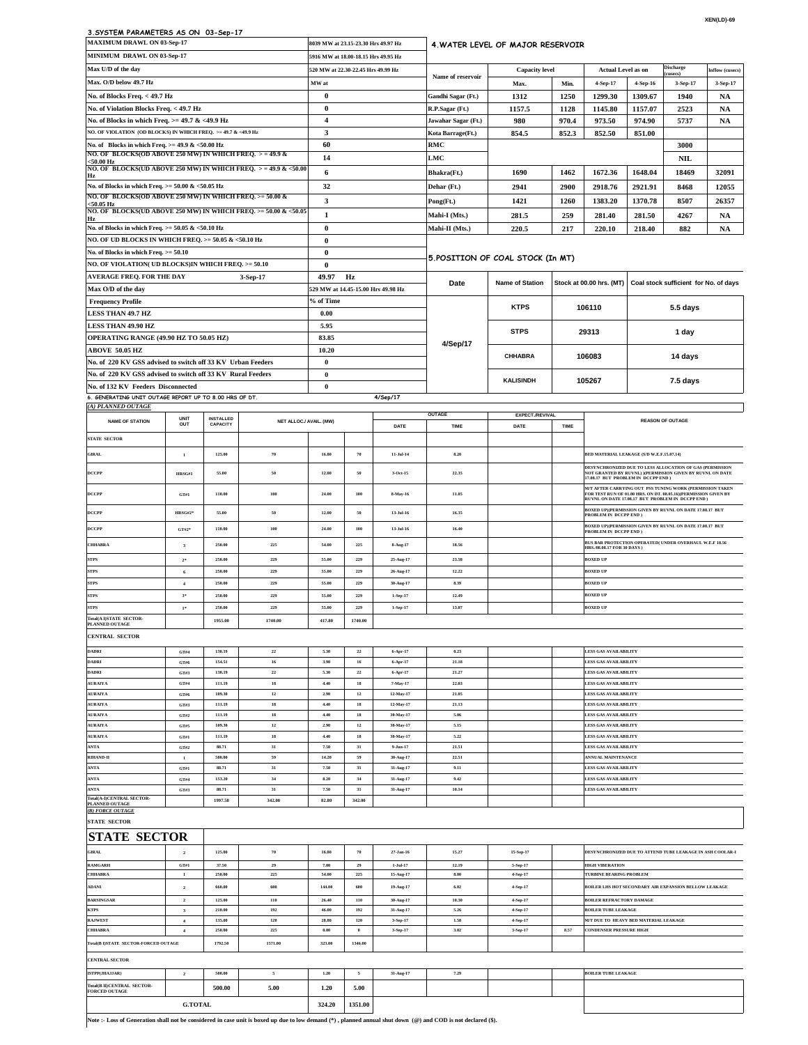XEN(LD)-69

## 3. SYSTEM PARAMETERS AS ON 03-Sep-17

| | | |
|---|---|---|
| MAXIMUM DRAWL ON 03-Sep-17 | 8039 MW at 23.15-23.30 Hrs 49.97 Hz | |
| MINIMUM DRAWL ON 03-Sep-17 | 5916 MW at 18.00-18.15 Hrs 49.95 Hz | |
| Max U/D of the day | 520 MW at 22.30-22.45 Hrs 49.99 Hz | |
| Max. O/D below 49.7 Hz | MW at | |
| No. of Blocks Freq. < 49.7 Hz | 0 | |
| No. of Violation Blocks Freq. < 49.7 Hz | 0 | |
| No. of Blocks in which Freq. >= 49.7 & <49.9 Hz | 4 | |
| NO. OF VIOLATION (OD BLOCKS) IN WHICH FREQ. >= 49.7 & <49.9 Hz | 3 | |
| No. of Blocks in which Freq. >= 49.9 & <50.00 Hz | 60 | |
| NO. OF BLOCKS(OD ABOVE 250 MW) IN WHICH FREQ. > = 49.9 & <50.00 Hz | 14 | |
| NO. OF BLOCKS(UD ABOVE 250 MW) IN WHICH FREQ. > = 49.9 & <50.00 Hz | 6 | |
| No. of Blocks in which Freq. >= 50.00 & <50.05 Hz | 32 | |
| NO. OF BLOCKS(OD ABOVE 250 MW) IN WHICH FREQ. >= 50.00 & <50.05 Hz | 3 | |
| NO. OF BLOCKS(UD ABOVE 250 MW) IN WHICH FREQ. >= 50.00 & <50.05 Hz | 1 | |
| No. of Blocks in which Freq. >= 50.05 & <50.10 Hz | 0 | |
| NO. OF UD BLOCKS IN WHICH FREQ. >= 50.05 & <50.10 Hz | 0 | |
| No. of Blocks in which Freq. >= 50.10 | 0 | |
| NO. OF VIOLATION( UD BLOCKS)IN WHICH FREQ. >= 50.10 | 0 | |
| AVERAGE FREQ. FOR THE DAY | 3-Sep-17 | 49.97 Hz |
| Max O/D of the day | 529 MW at 14.45-15.00 Hrs 49.98 Hz | |
| Frequency Profile | % of Time | |
| LESS THAN 49.7 HZ | 0.00 | |
| LESS THAN 49.90 HZ | 5.95 | |
| OPERATING RANGE (49.90 HZ TO 50.05 HZ) | 83.85 | |
| ABOVE 50.05 HZ | 10.20 | |
| No. of 220 KV GSS advised to switch off 33 KV Urban Feeders | 0 | |
| No. of 220 KV GSS advised to switch off 33 KV Rural Feeders | 0 | |
| No. of 132 KV Feeders Disconnected | 0 | |

## 4. WATER LEVEL OF MAJOR RESERVOIR

| Name of reservoir | Capacity level | | Actual Level as on | | Discharge (cusecs) | Inflow (cusecs) |
|---|---|---|---|---|---|---|
| | Max. | Min. | 4-Sep-17 | 4-Sep-16 | 3-Sep-17 | 3-Sep-17 |
| Gandhi Sagar (Ft.) | 1312 | 1250 | 1299.30 | 1309.67 | 1940 | NA |
| R.P.Sagar (Ft.) | 1157.5 | 1128 | 1145.80 | 1157.07 | 2523 | NA |
| Jawahar Sagar (Ft.) | 980 | 970.4 | 973.50 | 974.90 | 5737 | NA |
| Kota Barrage(Ft.) | 854.5 | 852.3 | 852.50 | 851.00 | | |
| RMC | | | | | 3000 | |
| LMC | | | | | NIL | |
| Bhakra(Ft.) | 1690 | 1462 | 1672.36 | 1648.04 | 18469 | 32091 |
| Dehar (Ft.) | 2941 | 2900 | 2918.76 | 2921.91 | 8468 | 12055 |
| Pong(Ft.) | 1421 | 1260 | 1383.20 | 1370.78 | 8507 | 26357 |
| Mahi-I (Mts.) | 281.5 | 259 | 281.40 | 281.50 | 4267 | NA |
| Mahi-II (Mts.) | 220.5 | 217 | 220.10 | 218.40 | 882 | NA |

## 5. POSITION OF COAL STOCK (In MT)

| Date | Name of Station | Stock at 00.00 hrs. (MT) | Coal stock sufficient for No. of days |
|---|---|---|---|
| 4/Sep/17 | KTPS | 106110 | 5.5 days |
| | STPS | 29313 | 1 day |
| | CHHABRA | 106083 | 14 days |
| | KALISINDH | 105267 | 7.5 days |

## 6. GENERATING UNIT OUTAGE REPORT UP TO 8.00 HRS OF DT. 4/Sep/17

*(A) PLANNED OUTAGE*

| NAME OF STATION | UNIT OUT | INSTALLED CAPACITY | NET ALLOC./ AVAIL. (MW) | | | OUTAGE | | EXPECT./REVIVAL | | REASON OF OUTAGE |
|---|---|---|---|---|---|---|---|---|---|---|
| | | | | | | DATE | TIME | DATE | TIME | |
| STATE SECTOR | | | | | | | | | | |
| GIRAL | 1 | 125.00 | 70 | 16.80 | 70 | 11-Jul-14 | 8.20 | | | BED MATERIAL LEAKAGE (S/D W.E.F.15.07.14) |
| DCCPP | HRSG#1 | 55.00 | 50 | 12.00 | 50 | 3-Oct-15 | 22.35 | | | DESYNCHRONIZED DUE TO LESS ALLOCATION OF GAS (PERMISSION NOT GRANTED BY RUVNL) )(PERMISSION GIVEN BY RUVNL ON DATE 17.08.17 BUT PROBLEM IN DCCPP END ) |
| DCCPP | GT#1 | 110.00 | 100 | 24.00 | 100 | 8-May-16 | 11.05 | | | M/T AFTER CARRYING OUT PSS TUNING WORK (PERMISSION TAKEN FOR TEST RUN OF 01.00 HRS. ON DT. 08.05.16)(PERMISSION GIVEN BY RUVNL ON DATE 17.08.17 BUT PROBLEM IN DCCPP END ) |
| DCCPP | HRSG#2* | 55.00 | 50 | 12.00 | 50 | 13-Jul-16 | 16.35 | | | BOXED UP(PERMISSION GIVEN BY RUVNL ON DATE 17.08.17 BUT PROBLEM IN DCCPP END ) |
| DCCPP | GT#2* | 110.00 | 100 | 24.00 | 100 | 13-Jul-16 | 16.40 | | | BOXED UP(PERMISSION GIVEN BY RUVNL ON DATE 17.08.17 BUT PROBLEM IN DCCPP END ) |
| CHHABRA | 3 | 250.00 | 225 | 54.00 | 225 | 8-Aug-17 | 18.56 | | | BUS BAR PROTECTION OPERATED( UNDER OVERHAUL W.E.F 18.56 HRS./08.08.17 FOR 30 DAYS ) |
| STPS | 2* | 250.00 | 229 | 55.00 | 229 | 25-Aug-17 | 23.58 | | | BOXED UP |
| STPS | 6 | 250.00 | 229 | 55.00 | 229 | 26-Aug-17 | 12.22 | | | BOXED UP |
| STPS | 4 | 250.00 | 229 | 55.00 | 229 | 30-Aug-17 | 8.39 | | | BOXED UP |
| STPS | 3* | 250.00 | 229 | 55.00 | 229 | 1-Sep-17 | 12.49 | | | BOXED UP |
| STPS | 1* | 250.00 | 229 | 55.00 | 229 | 1-Sep-17 | 13.07 | | | BOXED UP |
| Total(A I)STATE SECTOR-PLANNED OUTAGE | | 1955.00 | 1740.00 | 417.80 | 1740.00 | | | | | |
| CENTRAL SECTOR | | | | | | | | | | |
| DADRI | GT#4 | 130.19 | 22 | 5.30 | 22 | 6-Apr-17 | 0.23 | | | LESS GAS AVAILABILITY |
| DADRI | GT#6 | 154.51 | 16 | 3.90 | 16 | 6-Apr-17 | 21.18 | | | LESS GAS AVAILABILITY |
| DADRI | GT#3 | 130.19 | 22 | 5.30 | 22 | 6-Apr-17 | 21.27 | | | LESS GAS AVAILABILITY |
| AURAIYA | GT#4 | 111.19 | 18 | 4.40 | 18 | 7-May-17 | 22.03 | | | LESS GAS AVAILABILITY |
| AURAIYA | GT#6 | 109.30 | 12 | 2.90 | 12 | 12-May-17 | 21.05 | | | LESS GAS AVAILABILITY |
| AURAIYA | GT#3 | 111.19 | 18 | 4.40 | 18 | 12-May-17 | 21.13 | | | LESS GAS AVAILABILITY |
| AURAIYA | GT#2 | 111.19 | 18 | 4.40 | 18 | 30-May-17 | 5.06 | | | LESS GAS AVAILABILITY |
| AURAIYA | GT#5 | 109.30 | 12 | 2.90 | 12 | 30-May-17 | 5.15 | | | LESS GAS AVAILABILITY |
| AURAIYA | GT#1 | 111.19 | 18 | 4.40 | 18 | 30-May-17 | 5.22 | | | LESS GAS AVAILABILITY |
| ANTA | GT#2 | 88.71 | 31 | 7.50 | 31 | 9-Jun-17 | 21.51 | | | LESS GAS AVAILABILITY |
| RIHAND-II | 1 | 500.00 | 59 | 14.20 | 59 | 30-Aug-17 | 22.51 | | | ANNUAL MAINTENANCE |
| ANTA | GT#1 | 88.71 | 31 | 7.50 | 31 | 31-Aug-17 | 9.11 | | | LESS GAS AVAILABILITY |
| ANTA | GT#4 | 153.20 | 34 | 8.20 | 34 | 31-Aug-17 | 9.42 | | | LESS GAS AVAILABILITY |
| ANTA | GT#3 | 88.71 | 31 | 7.50 | 31 | 31-Aug-17 | 10.14 | | | LESS GAS AVAILABILITY |
| Total(A-I)CENTRAL SECTOR-PLANNED OUTAGE | | 1997.58 | 342.00 | 82.80 | 342.00 | | | | | |

*(B) FORCE OUTAGE*

| NAME OF STATION | UNIT OUT | INSTALLED CAPACITY | NET ALLOC./ AVAIL. (MW) | | | OUTAGE DATE | OUTAGE TIME | EXPECT./REVIVAL DATE | EXPECT./REVIVAL TIME | REASON OF OUTAGE |
|---|---|---|---|---|---|---|---|---|---|---|
| STATE SECTOR | | | | | | | | | | |
| GIRAL | 2 | 125.00 | 70 | 16.80 | 70 | 27-Jan-16 | 15.27 | 15-Sep-17 | | DESYNCHRONIZED DUE TO ATTEND TUBE LEAKAGE IN ASH COOLAR-I |
| RAMGARH | GT#1 | 37.50 | 29 | 7.00 | 29 | 1-Jul-17 | 12.19 | 5-Sep-17 | | HIGH VIBERATION |
| CHHABRA | 1 | 250.00 | 225 | 54.00 | 225 | 15-Aug-17 | 8.00 | 4-Sep-17 | | TURBINE BEARING PROBLEM |
| ADANI | 2 | 660.00 | 600 | 144.00 | 600 | 19-Aug-17 | 6.02 | 4-Sep-17 | | BOILER LHS HOT SECONDARY AIR EXPANSION BELLOW LEAKAGE |
| BARSINGSAR | 2 | 125.00 | 110 | 26.40 | 110 | 30-Aug-17 | 10.30 | 4-Sep-17 | | BOILER REFRACTORY DAMAGE |
| KTPS | 3 | 210.00 | 192 | 46.80 | 192 | 31-Aug-17 | 5.26 | 4-Sep-17 | | BOILER TUBE LEAKAGE |
| RAJWEST | 4 | 135.00 | 120 | 28.80 | 120 | 3-Sep-17 | 1.58 | 4-Sep-17 | | M/T DUE TO HEAVY BED MATERIAL LEAKAGE |
| CHHABRA | 4 | 250.00 | 225 | 0.00 | 0 | 3-Sep-17 | 3.02 | 3-Sep-17 | 8.57 | CONDENSER PRESSURE HIGH |
| Total(B I)STATE SECTOR-FORCED OUTAGE | | 1792.50 | 1571.00 | 323.00 | 1346.00 | | | | | |
| CENTRAL SECTOR | | | | | | | | | | |
| ISTPP(JHAJJAR) | 2 | 500.00 | 5 | 1.20 | 5 | 31-Aug-17 | 7.29 | | | BOILER TUBE LEAKAGE |
| Total(B II)CENTRAL SECTOR-FORCED OUTAGE | | 500.00 | 5.00 | 1.20 | 5.00 | | | | | |
| G.TOTAL | | | | 324.20 | 1351.00 | | | | | |

Note :- Loss of Generation shall not be considered in case unit is boxed up due to low demand (*) , planned annual shut down (@) and COD is not declared ($).